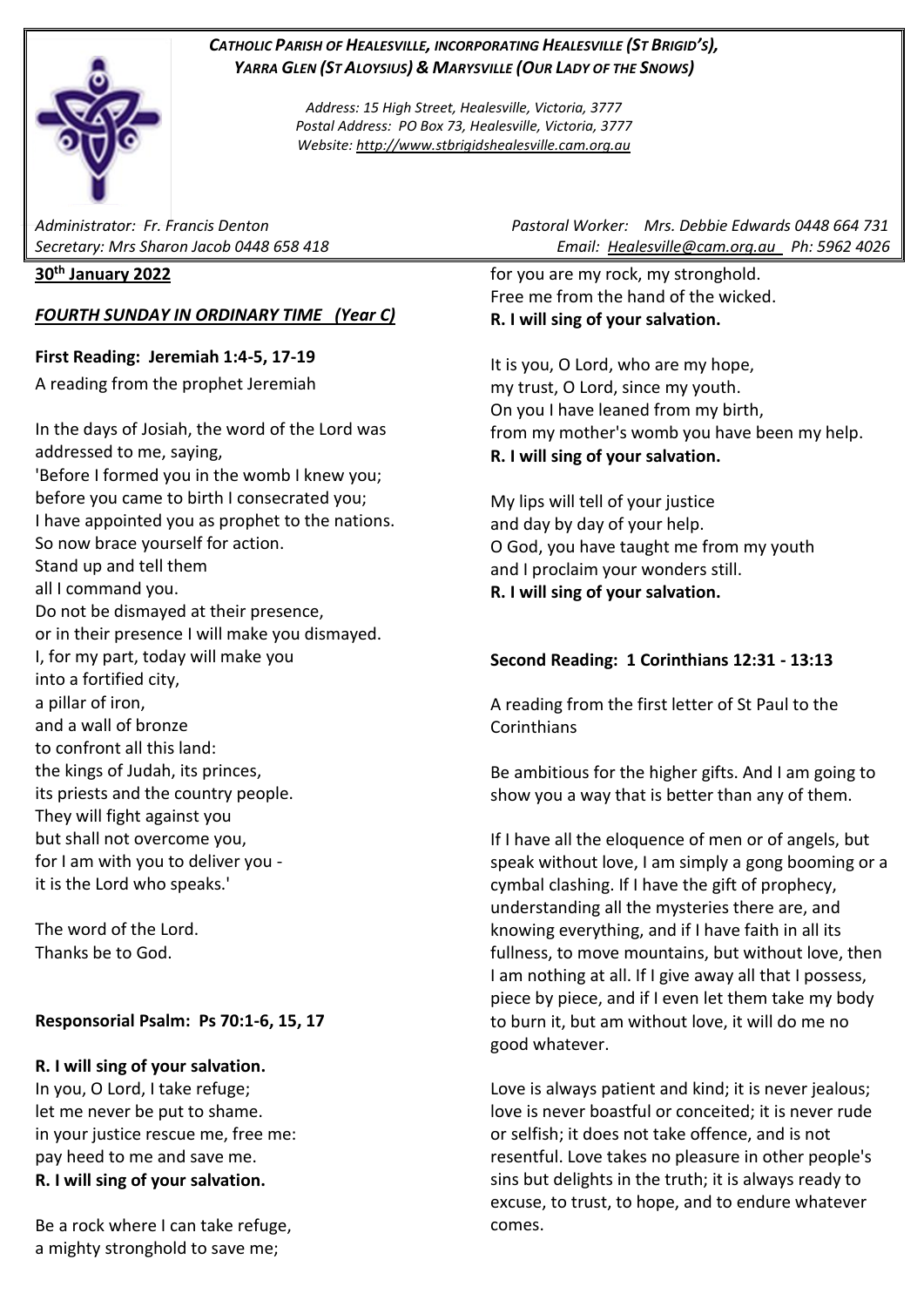***CATHOLIC PARISH OF HEALESVILLE, INCORPORATING HEALESVILLE (ST BRIGID'S), YARRA GLEN (ST ALOYSIUS) & MARYSVILLE (OUR LADY OF THE SNOWS)***

*Address: 15 High Street, Healesville, Victoria, 3777*
*Postal Address: PO Box 73, Healesville, Victoria, 3777*
*Website: http://www.stbrigidshealesville.cam.org.au*

*Administrator: Fr. Francis Denton* *Pastoral Worker: Mrs. Debbie Edwards 0448 664 731*
*Secretary: Mrs Sharon Jacob 0448 658 418* *Email: Healesville@cam.org.au Ph: 5962 4026*

**30th January 2022**

***FOURTH SUNDAY IN ORDINARY TIME (Year C)***

**First Reading: Jeremiah 1:4-5, 17-19**

A reading from the prophet Jeremiah

In the days of Josiah, the word of the Lord was addressed to me, saying,
'Before I formed you in the womb I knew you;
before you came to birth I consecrated you;
I have appointed you as prophet to the nations.
So now brace yourself for action.
Stand up and tell them
all I command you.
Do not be dismayed at their presence,
or in their presence I will make you dismayed.
I, for my part, today will make you
into a fortified city,
a pillar of iron,
and a wall of bronze
to confront all this land:
the kings of Judah, its princes,
its priests and the country people.
They will fight against you
but shall not overcome you,
for I am with you to deliver you -
it is the Lord who speaks.'

The word of the Lord.
Thanks be to God.

**Responsorial Psalm: Ps 70:1-6, 15, 17**

**R. I will sing of your salvation.**
In you, O Lord, I take refuge;
let me never be put to shame.
in your justice rescue me, free me:
pay heed to me and save me.
**R. I will sing of your salvation.**

Be a rock where I can take refuge,
a mighty stronghold to save me;
for you are my rock, my stronghold.
Free me from the hand of the wicked.
**R. I will sing of your salvation.**

It is you, O Lord, who are my hope,
my trust, O Lord, since my youth.
On you I have leaned from my birth,
from my mother's womb you have been my help.
**R. I will sing of your salvation.**

My lips will tell of your justice
and day by day of your help.
O God, you have taught me from my youth
and I proclaim your wonders still.
**R. I will sing of your salvation.**

**Second Reading: 1 Corinthians 12:31 - 13:13**

A reading from the first letter of St Paul to the Corinthians

Be ambitious for the higher gifts. And I am going to show you a way that is better than any of them.

If I have all the eloquence of men or of angels, but speak without love, I am simply a gong booming or a cymbal clashing. If I have the gift of prophecy, understanding all the mysteries there are, and knowing everything, and if I have faith in all its fullness, to move mountains, but without love, then I am nothing at all. If I give away all that I possess, piece by piece, and if I even let them take my body to burn it, but am without love, it will do me no good whatever.

Love is always patient and kind; it is never jealous; love is never boastful or conceited; it is never rude or selfish; it does not take offence, and is not resentful. Love takes no pleasure in other people's sins but delights in the truth; it is always ready to excuse, to trust, to hope, and to endure whatever comes.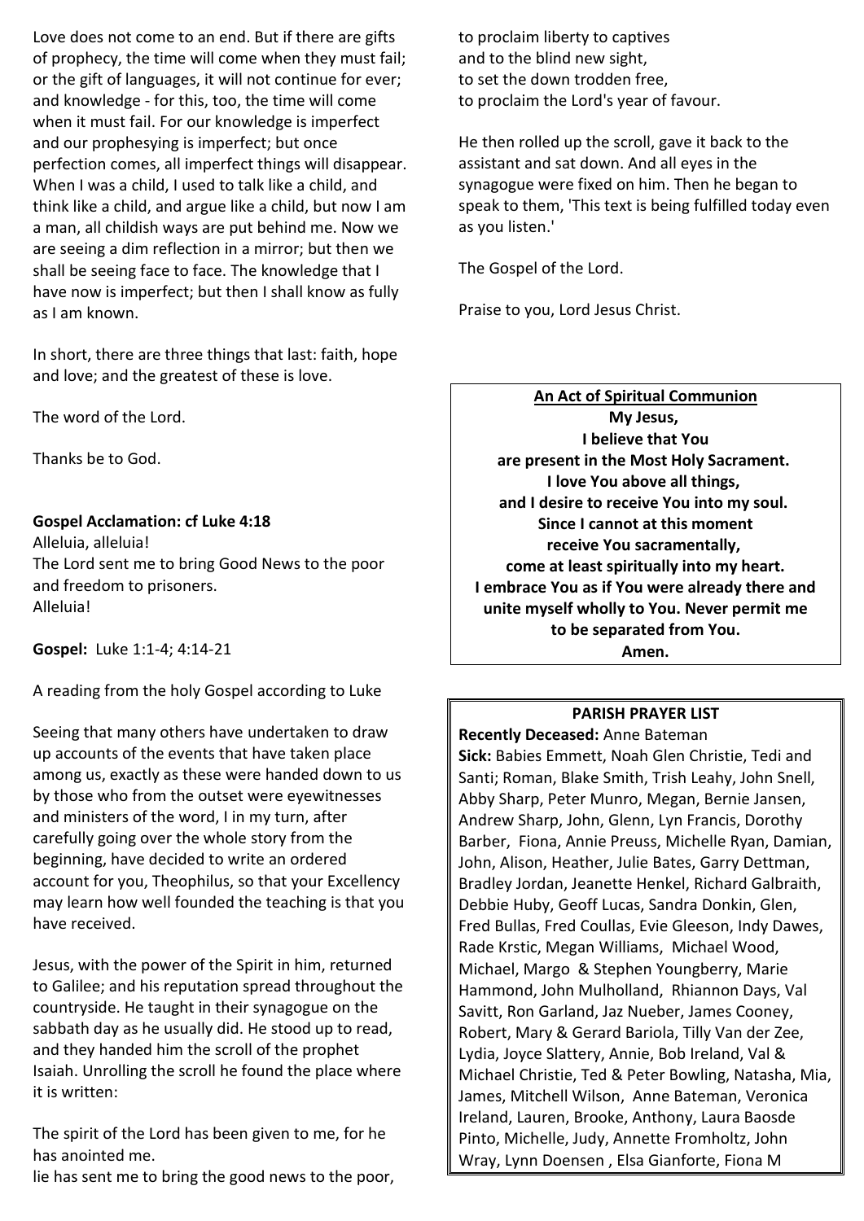Love does not come to an end. But if there are gifts of prophecy, the time will come when they must fail; or the gift of languages, it will not continue for ever; and knowledge - for this, too, the time will come when it must fail. For our knowledge is imperfect and our prophesying is imperfect; but once perfection comes, all imperfect things will disappear. When I was a child, I used to talk like a child, and think like a child, and argue like a child, but now I am a man, all childish ways are put behind me. Now we are seeing a dim reflection in a mirror; but then we shall be seeing face to face. The knowledge that I have now is imperfect; but then I shall know as fully as I am known.

In short, there are three things that last: faith, hope and love; and the greatest of these is love.

The word of the Lord.

Thanks be to God.

**Gospel Acclamation: cf Luke 4:18**

Alleluia, alleluia!
The Lord sent me to bring Good News to the poor and freedom to prisoners.
Alleluia!

**Gospel:** Luke 1:1-4; 4:14-21

A reading from the holy Gospel according to Luke

Seeing that many others have undertaken to draw up accounts of the events that have taken place among us, exactly as these were handed down to us by those who from the outset were eyewitnesses and ministers of the word, I in my turn, after carefully going over the whole story from the beginning, have decided to write an ordered account for you, Theophilus, so that your Excellency may learn how well founded the teaching is that you have received.

Jesus, with the power of the Spirit in him, returned to Galilee; and his reputation spread throughout the countryside. He taught in their synagogue on the sabbath day as he usually did. He stood up to read, and they handed him the scroll of the prophet Isaiah. Unrolling the scroll he found the place where it is written:

The spirit of the Lord has been given to me, for he has anointed me.
lie has sent me to bring the good news to the poor,
to proclaim liberty to captives
and to the blind new sight,
to set the down trodden free,
to proclaim the Lord's year of favour.

He then rolled up the scroll, gave it back to the assistant and sat down. And all eyes in the synagogue were fixed on him. Then he began to speak to them, 'This text is being fulfilled today even as you listen.'

The Gospel of the Lord.

Praise to you, Lord Jesus Christ.

**An Act of Spiritual Communion**

**My Jesus,
I believe that You
are present in the Most Holy Sacrament.
I love You above all things,
and I desire to receive You into my soul.
Since I cannot at this moment
receive You sacramentally,
come at least spiritually into my heart.
I embrace You as if You were already there and
unite myself wholly to You. Never permit me
to be separated from You.
Amen.**

**PARISH PRAYER LIST**

**Recently Deceased:** Anne Bateman

**Sick:** Babies Emmett, Noah Glen Christie, Tedi and Santi; Roman, Blake Smith, Trish Leahy, John Snell, Abby Sharp, Peter Munro, Megan, Bernie Jansen, Andrew Sharp, John, Glenn, Lyn Francis, Dorothy Barber, Fiona, Annie Preuss, Michelle Ryan, Damian, John, Alison, Heather, Julie Bates, Garry Dettman, Bradley Jordan, Jeanette Henkel, Richard Galbraith, Debbie Huby, Geoff Lucas, Sandra Donkin, Glen, Fred Bullas, Fred Coullas, Evie Gleeson, Indy Dawes, Rade Krstic, Megan Williams, Michael Wood, Michael, Margo & Stephen Youngberry, Marie Hammond, John Mulholland, Rhiannon Days, Val Savitt, Ron Garland, Jaz Nueber, James Cooney, Robert, Mary & Gerard Bariola, Tilly Van der Zee, Lydia, Joyce Slattery, Annie, Bob Ireland, Val & Michael Christie, Ted & Peter Bowling, Natasha, Mia, James, Mitchell Wilson, Anne Bateman, Veronica Ireland, Lauren, Brooke, Anthony, Laura Baosde Pinto, Michelle, Judy, Annette Fromholtz, John Wray, Lynn Doensen , Elsa Gianforte, Fiona M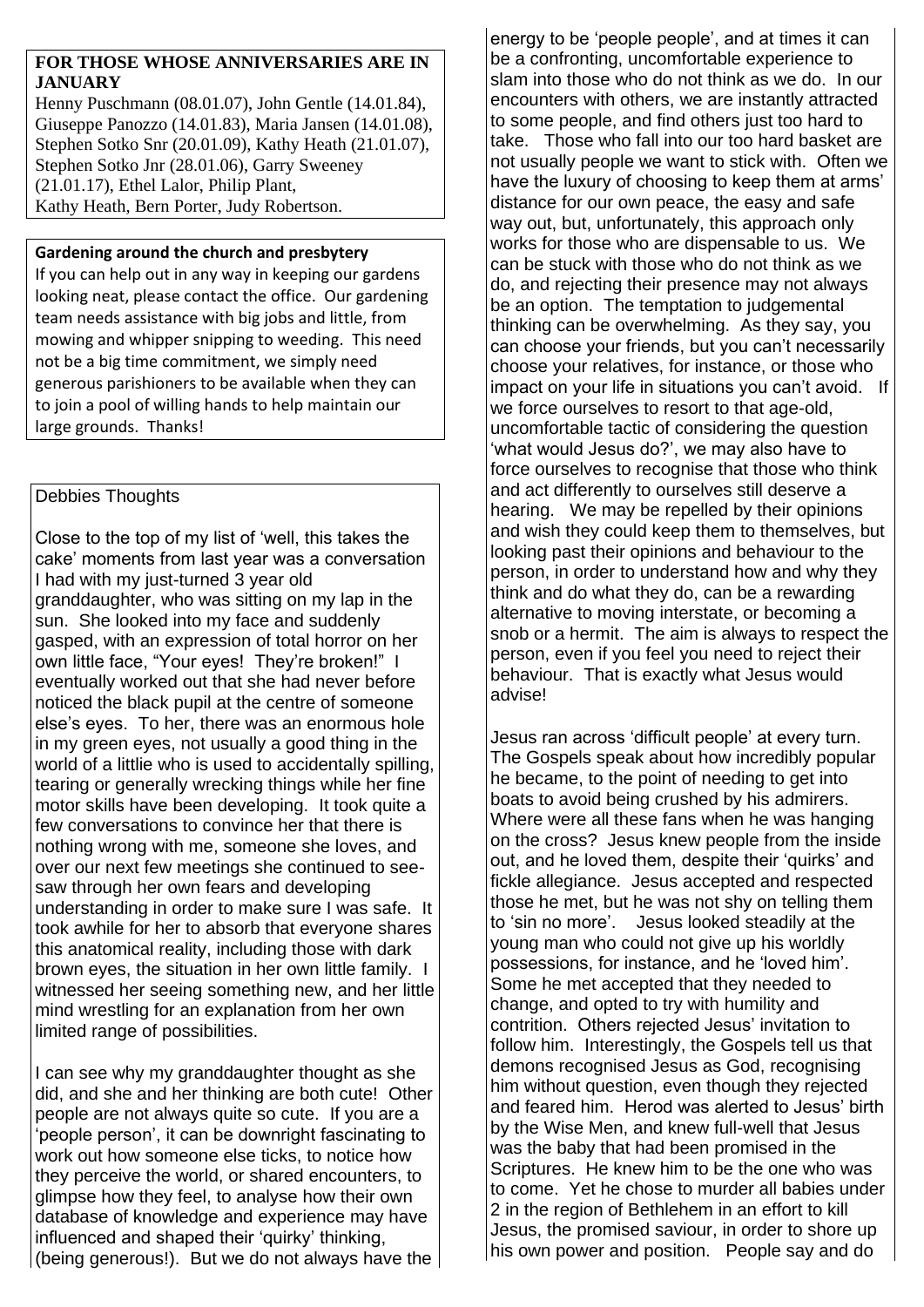**FOR THOSE WHOSE ANNIVERSARIES ARE IN JANUARY**

Henny Puschmann (08.01.07), John Gentle (14.01.84), Giuseppe Panozzo (14.01.83), Maria Jansen (14.01.08), Stephen Sotko Snr (20.01.09), Kathy Heath (21.01.07), Stephen Sotko Jnr (28.01.06), Garry Sweeney (21.01.17), Ethel Lalor, Philip Plant, Kathy Heath, Bern Porter, Judy Robertson.

**Gardening around the church and presbytery**

If you can help out in any way in keeping our gardens looking neat, please contact the office. Our gardening team needs assistance with big jobs and little, from mowing and whipper snipping to weeding. This need not be a big time commitment, we simply need generous parishioners to be available when they can to join a pool of willing hands to help maintain our large grounds. Thanks!

## Debbies Thoughts

Close to the top of my list of 'well, this takes the cake' moments from last year was a conversation I had with my just-turned 3 year old granddaughter, who was sitting on my lap in the sun. She looked into my face and suddenly gasped, with an expression of total horror on her own little face, "Your eyes! They're broken!" I eventually worked out that she had never before noticed the black pupil at the centre of someone else's eyes. To her, there was an enormous hole in my green eyes, not usually a good thing in the world of a littlie who is used to accidentally spilling, tearing or generally wrecking things while her fine motor skills have been developing. It took quite a few conversations to convince her that there is nothing wrong with me, someone she loves, and over our next few meetings she continued to see-saw through her own fears and developing understanding in order to make sure I was safe. It took awhile for her to absorb that everyone shares this anatomical reality, including those with dark brown eyes, the situation in her own little family. I witnessed her seeing something new, and her little mind wrestling for an explanation from her own limited range of possibilities.

I can see why my granddaughter thought as she did, and she and her thinking are both cute! Other people are not always quite so cute. If you are a 'people person', it can be downright fascinating to work out how someone else ticks, to notice how they perceive the world, or shared encounters, to glimpse how they feel, to analyse how their own database of knowledge and experience may have influenced and shaped their 'quirky' thinking, (being generous!). But we do not always have the energy to be 'people people', and at times it can be a confronting, uncomfortable experience to slam into those who do not think as we do. In our encounters with others, we are instantly attracted to some people, and find others just too hard to take. Those who fall into our too hard basket are not usually people we want to stick with. Often we have the luxury of choosing to keep them at arms' distance for our own peace, the easy and safe way out, but, unfortunately, this approach only works for those who are dispensable to us. We can be stuck with those who do not think as we do, and rejecting their presence may not always be an option. The temptation to judgemental thinking can be overwhelming. As they say, you can choose your friends, but you can't necessarily choose your relatives, for instance, or those who impact on your life in situations you can't avoid. If we force ourselves to resort to that age-old, uncomfortable tactic of considering the question 'what would Jesus do?', we may also have to force ourselves to recognise that those who think and act differently to ourselves still deserve a hearing. We may be repelled by their opinions and wish they could keep them to themselves, but looking past their opinions and behaviour to the person, in order to understand how and why they think and do what they do, can be a rewarding alternative to moving interstate, or becoming a snob or a hermit. The aim is always to respect the person, even if you feel you need to reject their behaviour. That is exactly what Jesus would advise!

Jesus ran across 'difficult people' at every turn. The Gospels speak about how incredibly popular he became, to the point of needing to get into boats to avoid being crushed by his admirers. Where were all these fans when he was hanging on the cross? Jesus knew people from the inside out, and he loved them, despite their 'quirks' and fickle allegiance. Jesus accepted and respected those he met, but he was not shy on telling them to 'sin no more'. Jesus looked steadily at the young man who could not give up his worldly possessions, for instance, and he 'loved him'. Some he met accepted that they needed to change, and opted to try with humility and contrition. Others rejected Jesus' invitation to follow him. Interestingly, the Gospels tell us that demons recognised Jesus as God, recognising him without question, even though they rejected and feared him. Herod was alerted to Jesus' birth by the Wise Men, and knew full-well that Jesus was the baby that had been promised in the Scriptures. He knew him to be the one who was to come. Yet he chose to murder all babies under 2 in the region of Bethlehem in an effort to kill Jesus, the promised saviour, in order to shore up his own power and position. People say and do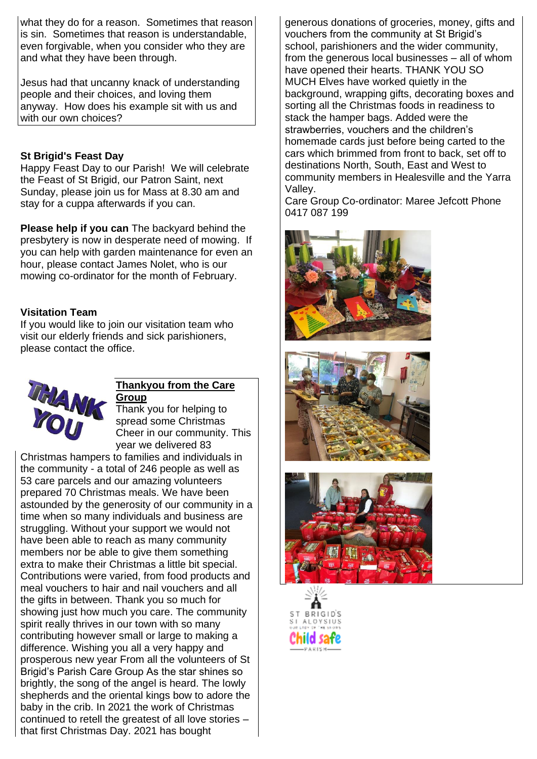what they do for a reason. Sometimes that reason is sin. Sometimes that reason is understandable, even forgivable, when you consider who they are and what they have been through.

Jesus had that uncanny knack of understanding people and their choices, and loving them anyway. How does his example sit with us and with our own choices?

**St Brigid's Feast Day**

Happy Feast Day to our Parish! We will celebrate the Feast of St Brigid, our Patron Saint, next Sunday, please join us for Mass at 8.30 am and stay for a cuppa afterwards if you can.

**Please help if you can** The backyard behind the presbytery is now in desperate need of mowing. If you can help with garden maintenance for even an hour, please contact James Nolet, who is our mowing co-ordinator for the month of February.

**Visitation Team**

If you would like to join our visitation team who visit our elderly friends and sick parishioners, please contact the office.

**Thankyou from the Care Group**

Thank you for helping to spread some Christmas Cheer in our community. This year we delivered 83 Christmas hampers to families and individuals in the community - a total of 246 people as well as 53 care parcels and our amazing volunteers prepared 70 Christmas meals. We have been astounded by the generosity of our community in a time when so many individuals and business are struggling. Without your support we would not have been able to reach as many community members nor be able to give them something extra to make their Christmas a little bit special. Contributions were varied, from food products and meal vouchers to hair and nail vouchers and all the gifts in between. Thank you so much for showing just how much you care. The community spirit really thrives in our town with so many contributing however small or large to making a difference. Wishing you all a very happy and prosperous new year From all the volunteers of St Brigid's Parish Care Group As the star shines so brightly, the song of the angel is heard. The lowly shepherds and the oriental kings bow to adore the baby in the crib. In 2021 the work of Christmas continued to retell the greatest of all love stories – that first Christmas Day. 2021 has bought generous donations of groceries, money, gifts and vouchers from the community at St Brigid's school, parishioners and the wider community, from the generous local businesses – all of whom have opened their hearts. THANK YOU SO MUCH Elves have worked quietly in the background, wrapping gifts, decorating boxes and sorting all the Christmas foods in readiness to stack the hamper bags. Added were the strawberries, vouchers and the children's homemade cards just before being carted to the cars which brimmed from front to back, set off to destinations North, South, East and West to community members in Healesville and the Yarra Valley.

Care Group Co-ordinator: Maree Jefcott Phone 0417 087 199